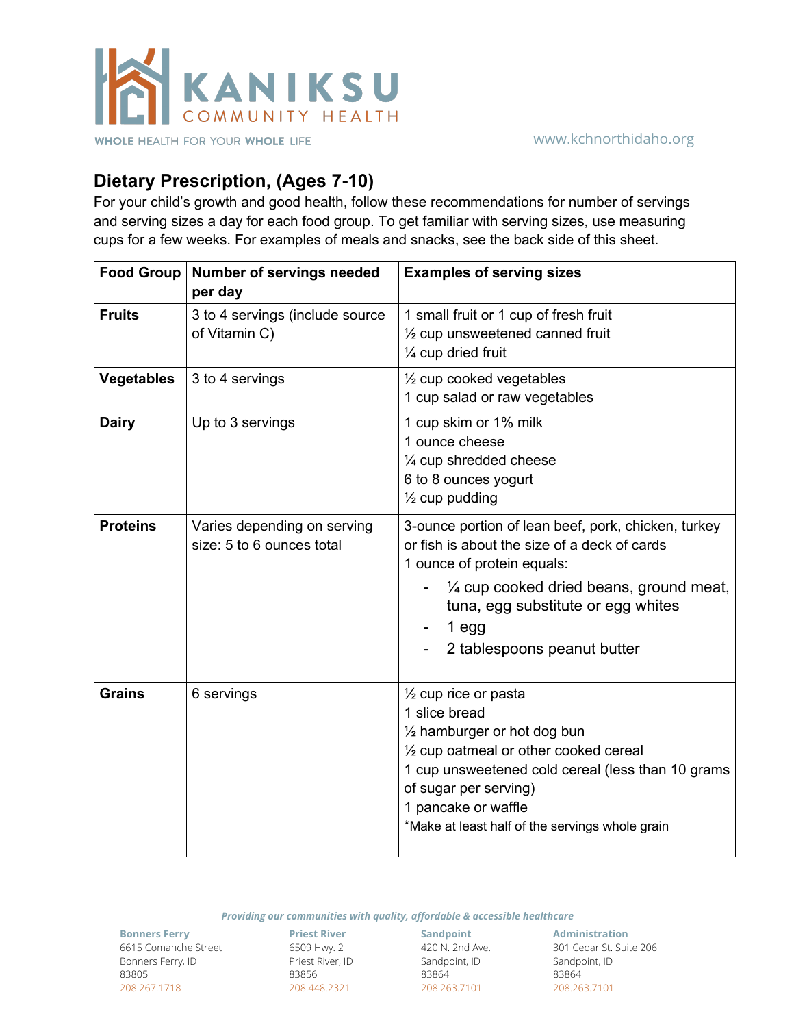KANIKSU COMMUNITY HEALTH

WHOLE HEALTH FOR YOUR WHOLE LIFE

www.kchnorthidaho.org

## Dietary Prescription, (Ages 7-10)

For your child's growth and good health, follow these recommendations for number of servings and serving sizes a day for each food group. To get familiar with serving sizes, use measuring cups for a few weeks. For examples of meals and snacks, see the back side of this sheet.

| Food Group | Number of servings needed per day | Examples of serving sizes |
|---|---|---|
| **Fruits** | 3 to 4 servings (include source of Vitamin C) | 1 small fruit or 1 cup of fresh fruit<br>½ cup unsweetened canned fruit<br>¼ cup dried fruit |
| **Vegetables** | 3 to 4 servings | ½ cup cooked vegetables<br>1 cup salad or raw vegetables |
| **Dairy** | Up to 3 servings | 1 cup skim or 1% milk<br>1 ounce cheese<br>¼ cup shredded cheese<br>6 to 8 ounces yogurt<br>½ cup pudding |
| **Proteins** | Varies depending on serving size: 5 to 6 ounces total | 3-ounce portion of lean beef, pork, chicken, turkey or fish is about the size of a deck of cards<br>1 ounce of protein equals:<br>- ¼ cup cooked dried beans, ground meat, tuna, egg substitute or egg whites<br>- 1 egg<br>- 2 tablespoons peanut butter |
| **Grains** | 6 servings | ½ cup rice or pasta<br>1 slice bread<br>½ hamburger or hot dog bun<br>½ cup oatmeal or other cooked cereal<br>1 cup unsweetened cold cereal (less than 10 grams of sugar per serving)<br>1 pancake or waffle<br>*Make at least half of the servings whole grain |

*Providing our communities with quality, affordable & accessible healthcare*

**Bonners Ferry**
6615 Comanche Street
Bonners Ferry, ID
83805
208.267.1718

**Priest River**
6509 Hwy. 2
Priest River, ID
83856
208.448.2321

**Sandpoint**
420 N. 2nd Ave.
Sandpoint, ID
83864
208.263.7101

**Administration**
301 Cedar St. Suite 206
Sandpoint, ID
83864
208.263.7101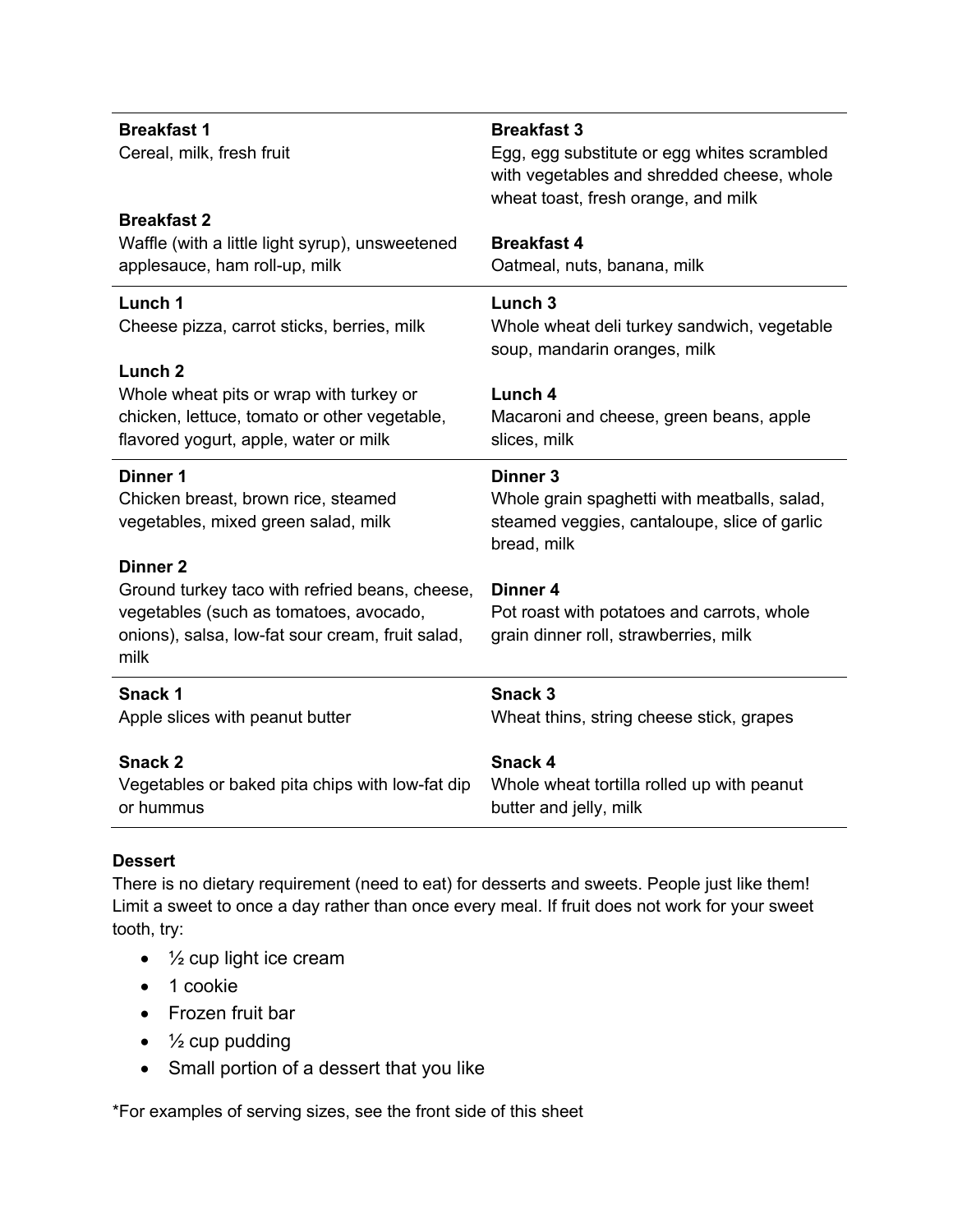**Breakfast 1**
Cereal, milk, fresh fruit

**Breakfast 2**
Waffle (with a little light syrup), unsweetened applesauce, ham roll-up, milk

**Breakfast 3**
Egg, egg substitute or egg whites scrambled with vegetables and shredded cheese, whole wheat toast, fresh orange, and milk

**Breakfast 4**
Oatmeal, nuts, banana, milk

**Lunch 1**
Cheese pizza, carrot sticks, berries, milk

**Lunch 2**
Whole wheat pits or wrap with turkey or chicken, lettuce, tomato or other vegetable, flavored yogurt, apple, water or milk

**Lunch 3**
Whole wheat deli turkey sandwich, vegetable soup, mandarin oranges, milk

**Lunch 4**
Macaroni and cheese, green beans, apple slices, milk

**Dinner 1**
Chicken breast, brown rice, steamed vegetables, mixed green salad, milk

**Dinner 2**
Ground turkey taco with refried beans, cheese, vegetables (such as tomatoes, avocado, onions), salsa, low-fat sour cream, fruit salad, milk

**Dinner 3**
Whole grain spaghetti with meatballs, salad, steamed veggies, cantaloupe, slice of garlic bread, milk

**Dinner 4**
Pot roast with potatoes and carrots, whole grain dinner roll, strawberries, milk

**Snack 1**
Apple slices with peanut butter

**Snack 2**
Vegetables or baked pita chips with low-fat dip or hummus

**Snack 3**
Wheat thins, string cheese stick, grapes

**Snack 4**
Whole wheat tortilla rolled up with peanut butter and jelly, milk

**Dessert**

There is no dietary requirement (need to eat) for desserts and sweets. People just like them! Limit a sweet to once a day rather than once every meal. If fruit does not work for your sweet tooth, try:

- ½ cup light ice cream
- 1 cookie
- Frozen fruit bar
- ½ cup pudding
- Small portion of a dessert that you like

*For examples of serving sizes, see the front side of this sheet